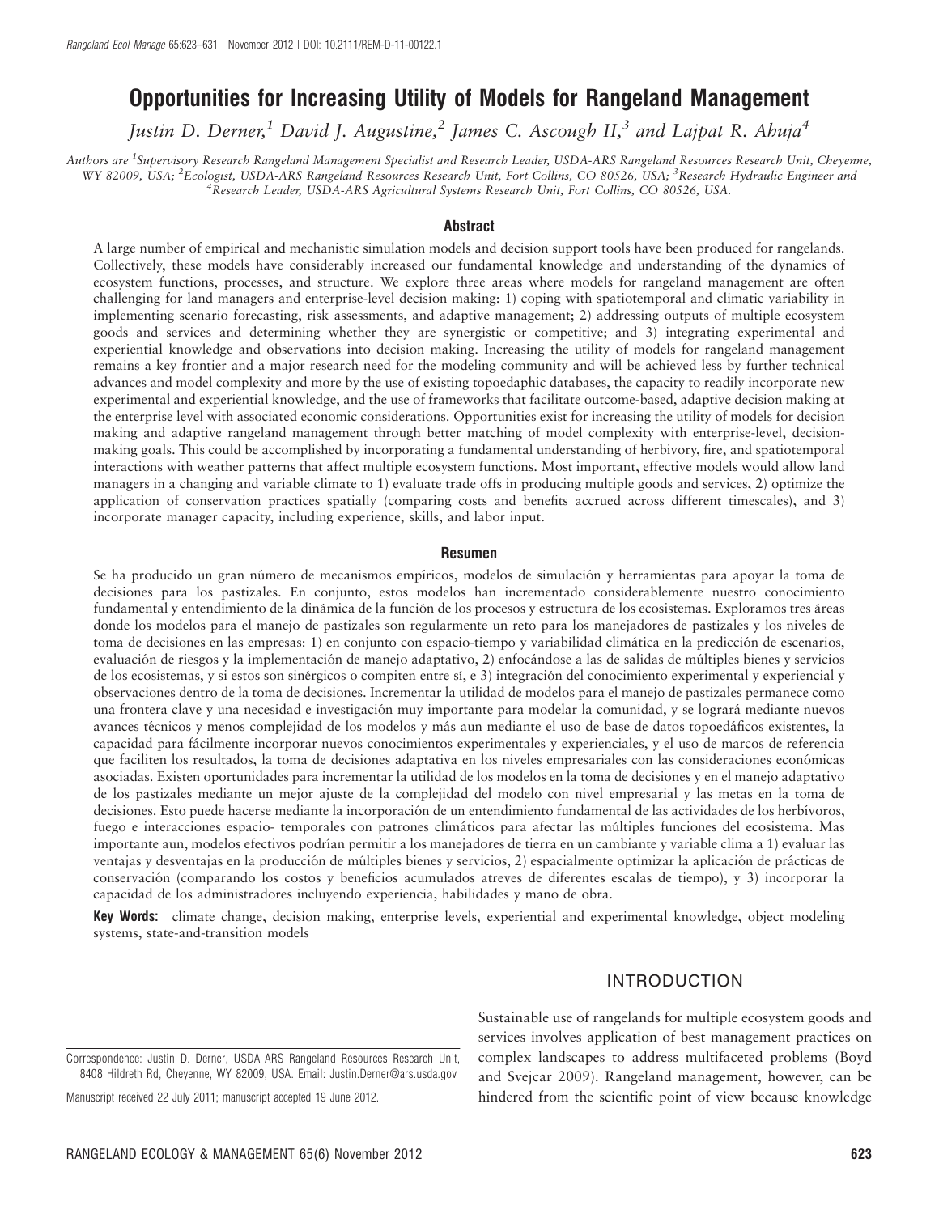# Opportunities for Increasing Utility of Models for Rangeland Management

*Justin D. Derner,[1] David J. Augustine,[2] James C. Ascough II,[3] and Lajpat R. Ahuja[4]*

*Authors are [1]Supervisory Research Rangeland Management Specialist and Research Leader, USDA-ARS Rangeland Resources Research Unit, Cheyenne, WY 82009, USA; [2]Ecologist, USDA-ARS Rangeland Resources Research Unit, Fort Collins, CO 80526, USA; [3]Research Hydraulic Engineer and [4]Research Leader, USDA-ARS Agricultural Systems Research Unit, Fort Collins, CO 80526, USA.*

## Abstract

A large number of empirical and mechanistic simulation models and decision support tools have been produced for rangelands. Collectively, these models have considerably increased our fundamental knowledge and understanding of the dynamics of ecosystem functions, processes, and structure. We explore three areas where models for rangeland management are often challenging for land managers and enterprise-level decision making: 1) coping with spatiotemporal and climatic variability in implementing scenario forecasting, risk assessments, and adaptive management; 2) addressing outputs of multiple ecosystem goods and services and determining whether they are synergistic or competitive; and 3) integrating experimental and experiential knowledge and observations into decision making. Increasing the utility of models for rangeland management remains a key frontier and a major research need for the modeling community and will be achieved less by further technical advances and model complexity and more by the use of existing topoedaphic databases, the capacity to readily incorporate new experimental and experiential knowledge, and the use of frameworks that facilitate outcome-based, adaptive decision making at the enterprise level with associated economic considerations. Opportunities exist for increasing the utility of models for decision making and adaptive rangeland management through better matching of model complexity with enterprise-level, decision-making goals. This could be accomplished by incorporating a fundamental understanding of herbivory, fire, and spatiotemporal interactions with weather patterns that affect multiple ecosystem functions. Most important, effective models would allow land managers in a changing and variable climate to 1) evaluate trade offs in producing multiple goods and services, 2) optimize the application of conservation practices spatially (comparing costs and benefits accrued across different timescales), and 3) incorporate manager capacity, including experience, skills, and labor input.

## Resumen

Se ha producido un gran número de mecanismos empíricos, modelos de simulación y herramientas para apoyar la toma de decisiones para los pastizales. En conjunto, estos modelos han incrementado considerablemente nuestro conocimiento fundamental y entendimiento de la dinámica de la función de los procesos y estructura de los ecosistemas. Exploramos tres áreas donde los modelos para el manejo de pastizales son regularmente un reto para los manejadores de pastizales y los niveles de toma de decisiones en las empresas: 1) en conjunto con espacio-tiempo y variabilidad climática en la predicción de escenarios, evaluación de riesgos y la implementación de manejo adaptativo, 2) enfocándose a las de salidas de múltiples bienes y servicios de los ecosistemas, y si estos son sinérgicos o compiten entre sí, e 3) integración del conocimiento experimental y experiencial y observaciones dentro de la toma de decisiones. Incrementar la utilidad de modelos para el manejo de pastizales permanece como una frontera clave y una necesidad e investigación muy importante para modelar la comunidad, y se logrará mediante nuevos avances técnicos y menos complejidad de los modelos y más aun mediante el uso de base de datos topoedáficos existentes, la capacidad para fácilmente incorporar nuevos conocimientos experimentales y experienciales, y el uso de marcos de referencia que faciliten los resultados, la toma de decisiones adaptativa en los niveles empresariales con las consideraciones económicas asociadas. Existen oportunidades para incrementar la utilidad de los modelos en la toma de decisiones y en el manejo adaptativo de los pastizales mediante un mejor ajuste de la complejidad del modelo con nivel empresarial y las metas en la toma de decisiones. Esto puede hacerse mediante la incorporación de un entendimiento fundamental de las actividades de los herbívoros, fuego e interacciones espacio- temporales con patrones climáticos para afectar las múltiples funciones del ecosistema. Mas importante aun, modelos efectivos podrían permitir a los manejadores de tierra en un cambiante y variable clima a 1) evaluar las ventajas y desventajas en la producción de múltiples bienes y servicios, 2) espacialmente optimizar la aplicación de prácticas de conservación (comparando los costos y beneficios acumulados atreves de diferentes escalas de tiempo), y 3) incorporar la capacidad de los administradores incluyendo experiencia, habilidades y mano de obra.

**Key Words:** climate change, decision making, enterprise levels, experiential and experimental knowledge, object modeling systems, state-and-transition models

## INTRODUCTION

Sustainable use of rangelands for multiple ecosystem goods and services involves application of best management practices on complex landscapes to address multifaceted problems (Boyd and Svejcar 2009). Rangeland management, however, can be hindered from the scientific point of view because knowledge

Correspondence: Justin D. Derner, USDA-ARS Rangeland Resources Research Unit, 8408 Hildreth Rd, Cheyenne, WY 82009, USA. Email: Justin.Derner@ars.usda.gov

Manuscript received 22 July 2011; manuscript accepted 19 June 2012.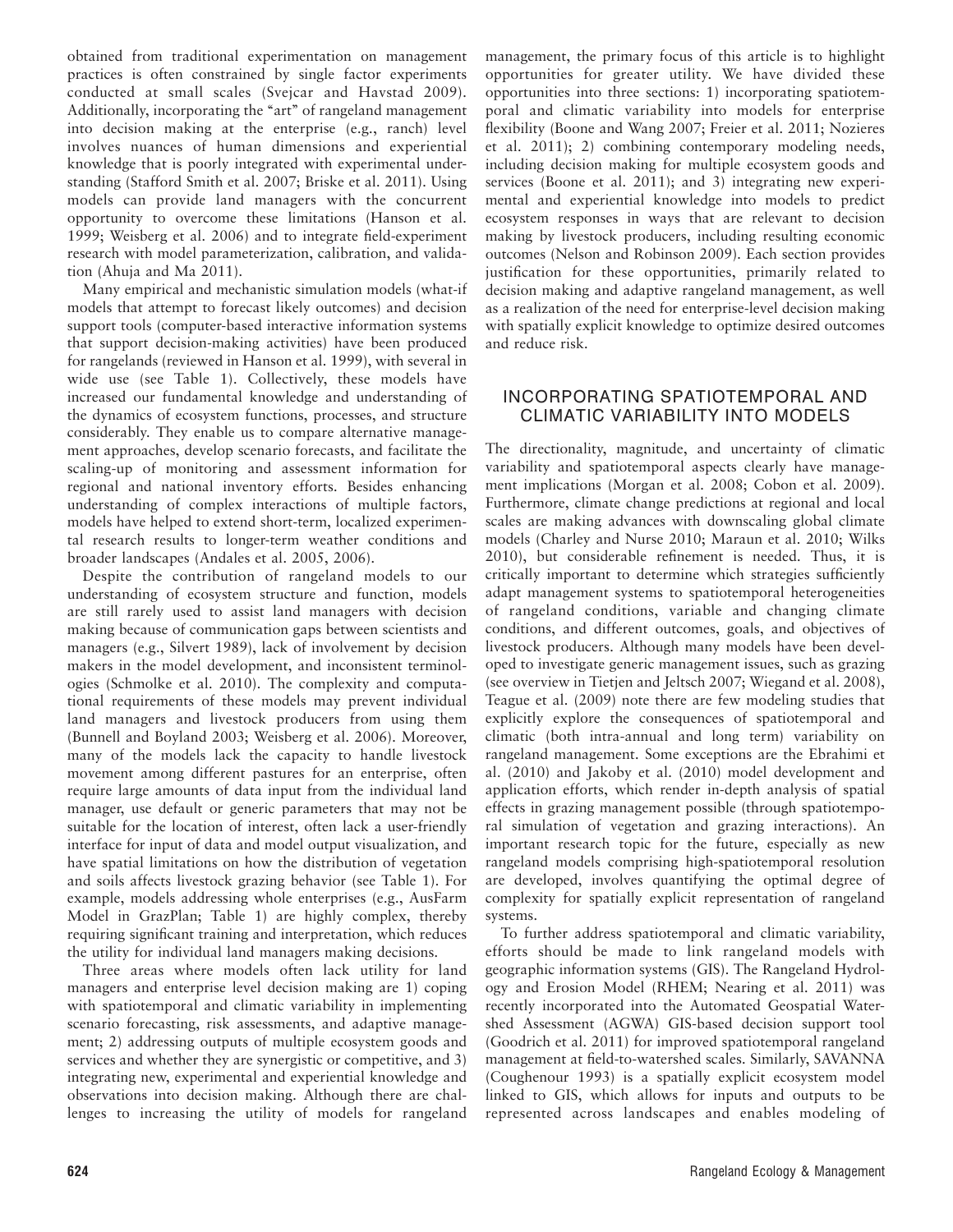obtained from traditional experimentation on management practices is often constrained by single factor experiments conducted at small scales (Svejcar and Havstad 2009). Additionally, incorporating the "art" of rangeland management into decision making at the enterprise (e.g., ranch) level involves nuances of human dimensions and experiential knowledge that is poorly integrated with experimental understanding (Stafford Smith et al. 2007; Briske et al. 2011). Using models can provide land managers with the concurrent opportunity to overcome these limitations (Hanson et al. 1999; Weisberg et al. 2006) and to integrate field-experiment research with model parameterization, calibration, and validation (Ahuja and Ma 2011).

Many empirical and mechanistic simulation models (what-if models that attempt to forecast likely outcomes) and decision support tools (computer-based interactive information systems that support decision-making activities) have been produced for rangelands (reviewed in Hanson et al. 1999), with several in wide use (see Table 1). Collectively, these models have increased our fundamental knowledge and understanding of the dynamics of ecosystem functions, processes, and structure considerably. They enable us to compare alternative management approaches, develop scenario forecasts, and facilitate the scaling-up of monitoring and assessment information for regional and national inventory efforts. Besides enhancing understanding of complex interactions of multiple factors, models have helped to extend short-term, localized experimental research results to longer-term weather conditions and broader landscapes (Andales et al. 2005, 2006).

Despite the contribution of rangeland models to our understanding of ecosystem structure and function, models are still rarely used to assist land managers with decision making because of communication gaps between scientists and managers (e.g., Silvert 1989), lack of involvement by decision makers in the model development, and inconsistent terminologies (Schmolke et al. 2010). The complexity and computational requirements of these models may prevent individual land managers and livestock producers from using them (Bunnell and Boyland 2003; Weisberg et al. 2006). Moreover, many of the models lack the capacity to handle livestock movement among different pastures for an enterprise, often require large amounts of data input from the individual land manager, use default or generic parameters that may not be suitable for the location of interest, often lack a user-friendly interface for input of data and model output visualization, and have spatial limitations on how the distribution of vegetation and soils affects livestock grazing behavior (see Table 1). For example, models addressing whole enterprises (e.g., AusFarm Model in GrazPlan; Table 1) are highly complex, thereby requiring significant training and interpretation, which reduces the utility for individual land managers making decisions.

Three areas where models often lack utility for land managers and enterprise level decision making are 1) coping with spatiotemporal and climatic variability in implementing scenario forecasting, risk assessments, and adaptive management; 2) addressing outputs of multiple ecosystem goods and services and whether they are synergistic or competitive, and 3) integrating new, experimental and experiential knowledge and observations into decision making. Although there are challenges to increasing the utility of models for rangeland management, the primary focus of this article is to highlight opportunities for greater utility. We have divided these opportunities into three sections: 1) incorporating spatiotemporal and climatic variability into models for enterprise flexibility (Boone and Wang 2007; Freier et al. 2011; Nozieres et al. 2011); 2) combining contemporary modeling needs, including decision making for multiple ecosystem goods and services (Boone et al. 2011); and 3) integrating new experimental and experiential knowledge into models to predict ecosystem responses in ways that are relevant to decision making by livestock producers, including resulting economic outcomes (Nelson and Robinson 2009). Each section provides justification for these opportunities, primarily related to decision making and adaptive rangeland management, as well as a realization of the need for enterprise-level decision making with spatially explicit knowledge to optimize desired outcomes and reduce risk.

## INCORPORATING SPATIOTEMPORAL AND CLIMATIC VARIABILITY INTO MODELS

The directionality, magnitude, and uncertainty of climatic variability and spatiotemporal aspects clearly have management implications (Morgan et al. 2008; Cobon et al. 2009). Furthermore, climate change predictions at regional and local scales are making advances with downscaling global climate models (Charley and Nurse 2010; Maraun et al. 2010; Wilks 2010), but considerable refinement is needed. Thus, it is critically important to determine which strategies sufficiently adapt management systems to spatiotemporal heterogeneities of rangeland conditions, variable and changing climate conditions, and different outcomes, goals, and objectives of livestock producers. Although many models have been developed to investigate generic management issues, such as grazing (see overview in Tietjen and Jeltsch 2007; Wiegand et al. 2008), Teague et al. (2009) note there are few modeling studies that explicitly explore the consequences of spatiotemporal and climatic (both intra-annual and long term) variability on rangeland management. Some exceptions are the Ebrahimi et al. (2010) and Jakoby et al. (2010) model development and application efforts, which render in-depth analysis of spatial effects in grazing management possible (through spatiotemporal simulation of vegetation and grazing interactions). An important research topic for the future, especially as new rangeland models comprising high-spatiotemporal resolution are developed, involves quantifying the optimal degree of complexity for spatially explicit representation of rangeland systems.

To further address spatiotemporal and climatic variability, efforts should be made to link rangeland models with geographic information systems (GIS). The Rangeland Hydrology and Erosion Model (RHEM; Nearing et al. 2011) was recently incorporated into the Automated Geospatial Watershed Assessment (AGWA) GIS-based decision support tool (Goodrich et al. 2011) for improved spatiotemporal rangeland management at field-to-watershed scales. Similarly, SAVANNA (Coughenour 1993) is a spatially explicit ecosystem model linked to GIS, which allows for inputs and outputs to be represented across landscapes and enables modeling of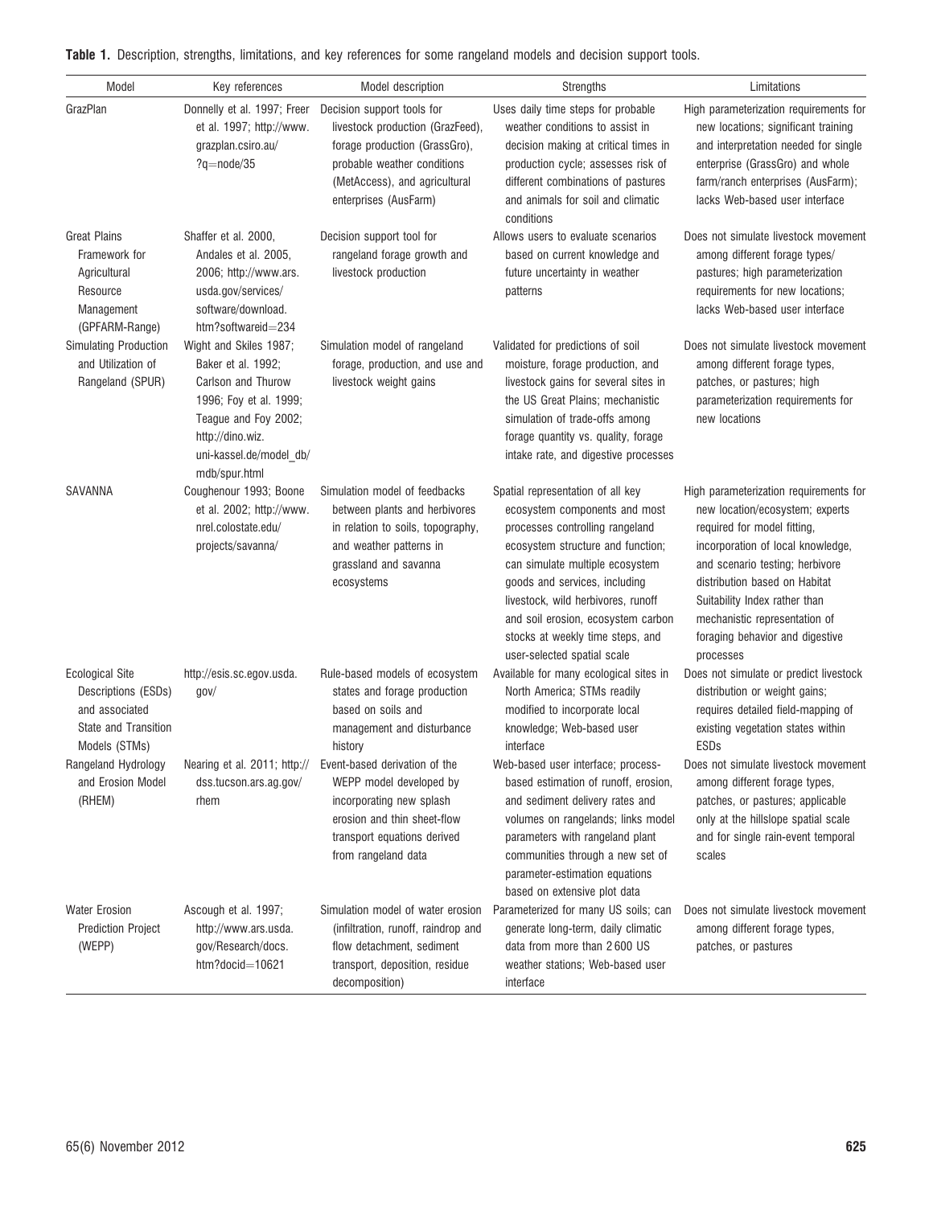**Table 1.** Description, strengths, limitations, and key references for some rangeland models and decision support tools.

| Model | Key references | Model description | Strengths | Limitations |
|---|---|---|---|---|
| GrazPlan | Donnelly et al. 1997; Freer et al. 1997; http://www.grazplan.csiro.au/?q=node/35 | Decision support tools for livestock production (GrazFeed), forage production (GrassGro), probable weather conditions (MetAccess), and agricultural enterprises (AusFarm) | Uses daily time steps for probable weather conditions to assist in decision making at critical times in production cycle; assesses risk of different combinations of pastures and animals for soil and climatic conditions | High parameterization requirements for new locations; significant training and interpretation needed for single enterprise (GrassGro) and whole farm/ranch enterprises (AusFarm); lacks Web-based user interface |
| Great Plains Framework for Agricultural Resource Management (GPFARM-Range) | Shaffer et al. 2000, Andales et al. 2005, 2006; http://www.ars.usda.gov/services/software/download.htm?softwareid=234 | Decision support tool for rangeland forage growth and livestock production | Allows users to evaluate scenarios based on current knowledge and future uncertainty in weather patterns | Does not simulate livestock movement among different forage types/pastures; high parameterization requirements for new locations; lacks Web-based user interface |
| Simulating Production and Utilization of Rangeland (SPUR) | Wight and Skiles 1987; Baker et al. 1992; Carlson and Thurow 1996; Foy et al. 1999; Teague and Foy 2002; http://dino.wiz.uni-kassel.de/model_db/mdb/spur.html | Simulation model of rangeland forage, production, and use and livestock weight gains | Validated for predictions of soil moisture, forage production, and livestock gains for several sites in the US Great Plains; mechanistic simulation of trade-offs among forage quantity vs. quality, forage intake rate, and digestive processes | Does not simulate livestock movement among different forage types, patches, or pastures; high parameterization requirements for new locations |
| SAVANNA | Coughenour 1993; Boone et al. 2002; http://www.nrel.colostate.edu/projects/savanna/ | Simulation model of feedbacks between plants and herbivores in relation to soils, topography, and weather patterns in grassland and savanna ecosystems | Spatial representation of all key ecosystem components and most processes controlling rangeland ecosystem structure and function; can simulate multiple ecosystem goods and services, including livestock, wild herbivores, runoff and soil erosion, ecosystem carbon stocks at weekly time steps, and user-selected spatial scale | High parameterization requirements for new location/ecosystem; experts required for model fitting, incorporation of local knowledge, and scenario testing; herbivore distribution based on Habitat Suitability Index rather than mechanistic representation of foraging behavior and digestive processes |
| Ecological Site Descriptions (ESDs) and associated State and Transition Models (STMs) | http://esis.sc.egov.usda.gov/ | Rule-based models of ecosystem states and forage production based on soils and management and disturbance history | Available for many ecological sites in North America; STMs readily modified to incorporate local knowledge; Web-based user interface | Does not simulate or predict livestock distribution or weight gains; requires detailed field-mapping of existing vegetation states within ESDs |
| Rangeland Hydrology and Erosion Model (RHEM) | Nearing et al. 2011; http://dss.tucson.ars.ag.gov/rhem | Event-based derivation of the WEPP model developed by incorporating new splash erosion and thin sheet-flow transport equations derived from rangeland data | Web-based user interface; process-based estimation of runoff, erosion, and sediment delivery rates and volumes on rangelands; links model parameters with rangeland plant communities through a new set of parameter-estimation equations based on extensive plot data | Does not simulate livestock movement among different forage types, patches, or pastures; applicable only at the hillslope spatial scale and for single rain-event temporal scales |
| Water Erosion Prediction Project (WEPP) | Ascough et al. 1997; http://www.ars.usda.gov/Research/docs.htm?docid=10621 | Simulation model of water erosion (infiltration, runoff, raindrop and flow detachment, sediment transport, deposition, residue decomposition) | Parameterized for many US soils; can generate long-term, daily climatic data from more than 2 600 US weather stations; Web-based user interface | Does not simulate livestock movement among different forage types, patches, or pastures |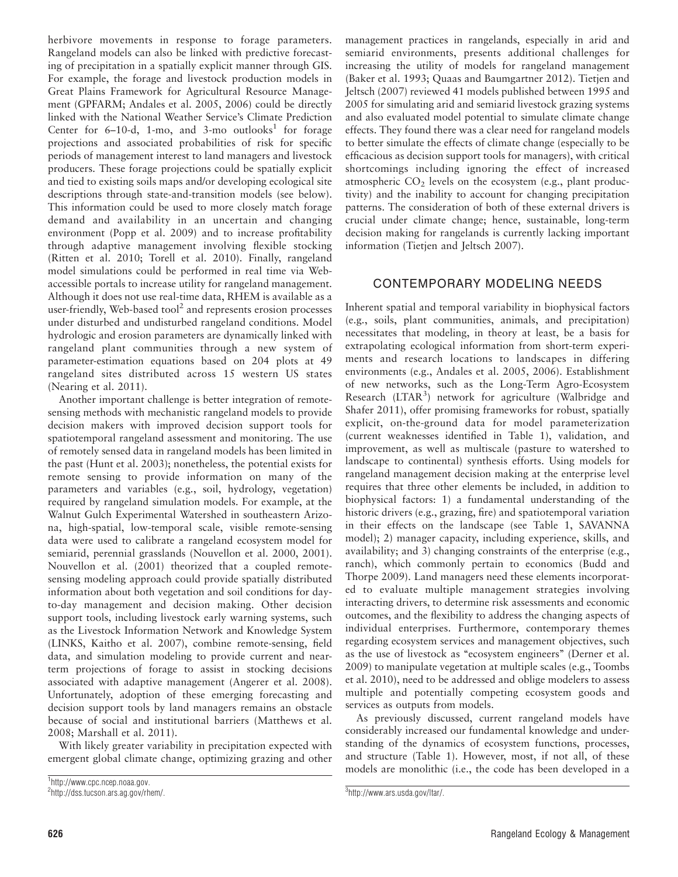herbivore movements in response to forage parameters. Rangeland models can also be linked with predictive forecasting of precipitation in a spatially explicit manner through GIS. For example, the forage and livestock production models in Great Plains Framework for Agricultural Resource Management (GPFARM; Andales et al. 2005, 2006) could be directly linked with the National Weather Service's Climate Prediction Center for 6–10-d, 1-mo, and 3-mo outlooks[1] for forage projections and associated probabilities of risk for specific periods of management interest to land managers and livestock producers. These forage projections could be spatially explicit and tied to existing soils maps and/or developing ecological site descriptions through state-and-transition models (see below). This information could be used to more closely match forage demand and availability in an uncertain and changing environment (Popp et al. 2009) and to increase profitability through adaptive management involving flexible stocking (Ritten et al. 2010; Torell et al. 2010). Finally, rangeland model simulations could be performed in real time via Web-accessible portals to increase utility for rangeland management. Although it does not use real-time data, RHEM is available as a user-friendly, Web-based tool[2] and represents erosion processes under disturbed and undisturbed rangeland conditions. Model hydrologic and erosion parameters are dynamically linked with rangeland plant communities through a new system of parameter-estimation equations based on 204 plots at 49 rangeland sites distributed across 15 western US states (Nearing et al. 2011).

Another important challenge is better integration of remote-sensing methods with mechanistic rangeland models to provide decision makers with improved decision support tools for spatiotemporal rangeland assessment and monitoring. The use of remotely sensed data in rangeland models has been limited in the past (Hunt et al. 2003); nonetheless, the potential exists for remote sensing to provide information on many of the parameters and variables (e.g., soil, hydrology, vegetation) required by rangeland simulation models. For example, at the Walnut Gulch Experimental Watershed in southeastern Arizona, high-spatial, low-temporal scale, visible remote-sensing data were used to calibrate a rangeland ecosystem model for semiarid, perennial grasslands (Nouvellon et al. 2000, 2001). Nouvellon et al. (2001) theorized that a coupled remote-sensing modeling approach could provide spatially distributed information about both vegetation and soil conditions for day-to-day management and decision making. Other decision support tools, including livestock early warning systems, such as the Livestock Information Network and Knowledge System (LINKS, Kaitho et al. 2007), combine remote-sensing, field data, and simulation modeling to provide current and near-term projections of forage to assist in stocking decisions associated with adaptive management (Angerer et al. 2008). Unfortunately, adoption of these emerging forecasting and decision support tools by land managers remains an obstacle because of social and institutional barriers (Matthews et al. 2008; Marshall et al. 2011).

With likely greater variability in precipitation expected with emergent global climate change, optimizing grazing and other management practices in rangelands, especially in arid and semiarid environments, presents additional challenges for increasing the utility of models for rangeland management (Baker et al. 1993; Quaas and Baumgartner 2012). Tietjen and Jeltsch (2007) reviewed 41 models published between 1995 and 2005 for simulating arid and semiarid livestock grazing systems and also evaluated model potential to simulate climate change effects. They found there was a clear need for rangeland models to better simulate the effects of climate change (especially to be efficacious as decision support tools for managers), with critical shortcomings including ignoring the effect of increased atmospheric $CO_2$ levels on the ecosystem (e.g., plant productivity) and the inability to account for changing precipitation patterns. The consideration of both of these external drivers is crucial under climate change; hence, sustainable, long-term decision making for rangelands is currently lacking important information (Tietjen and Jeltsch 2007).

## CONTEMPORARY MODELING NEEDS

Inherent spatial and temporal variability in biophysical factors (e.g., soils, plant communities, animals, and precipitation) necessitates that modeling, in theory at least, be a basis for extrapolating ecological information from short-term experiments and research locations to landscapes in differing environments (e.g., Andales et al. 2005, 2006). Establishment of new networks, such as the Long-Term Agro-Ecosystem Research (LTAR[3]) network for agriculture (Walbridge and Shafer 2011), offer promising frameworks for robust, spatially explicit, on-the-ground data for model parameterization (current weaknesses identified in Table 1), validation, and improvement, as well as multiscale (pasture to watershed to landscape to continental) synthesis efforts. Using models for rangeland management decision making at the enterprise level requires that three other elements be included, in addition to biophysical factors: 1) a fundamental understanding of the historic drivers (e.g., grazing, fire) and spatiotemporal variation in their effects on the landscape (see Table 1, SAVANNA model); 2) manager capacity, including experience, skills, and availability; and 3) changing constraints of the enterprise (e.g., ranch), which commonly pertain to economics (Budd and Thorpe 2009). Land managers need these elements incorporated to evaluate multiple management strategies involving interacting drivers, to determine risk assessments and economic outcomes, and the flexibility to address the changing aspects of individual enterprises. Furthermore, contemporary themes regarding ecosystem services and management objectives, such as the use of livestock as "ecosystem engineers" (Derner et al. 2009) to manipulate vegetation at multiple scales (e.g., Toombs et al. 2010), need to be addressed and oblige modelers to assess multiple and potentially competing ecosystem goods and services as outputs from models.

As previously discussed, current rangeland models have considerably increased our fundamental knowledge and understanding of the dynamics of ecosystem functions, processes, and structure (Table 1). However, most, if not all, of these models are monolithic (i.e., the code has been developed in a

[1]http://www.cpc.ncep.noaa.gov.

[2]http://dss.tucson.ars.ag.gov/rhem/.

[3]http://www.ars.usda.gov/ltar/.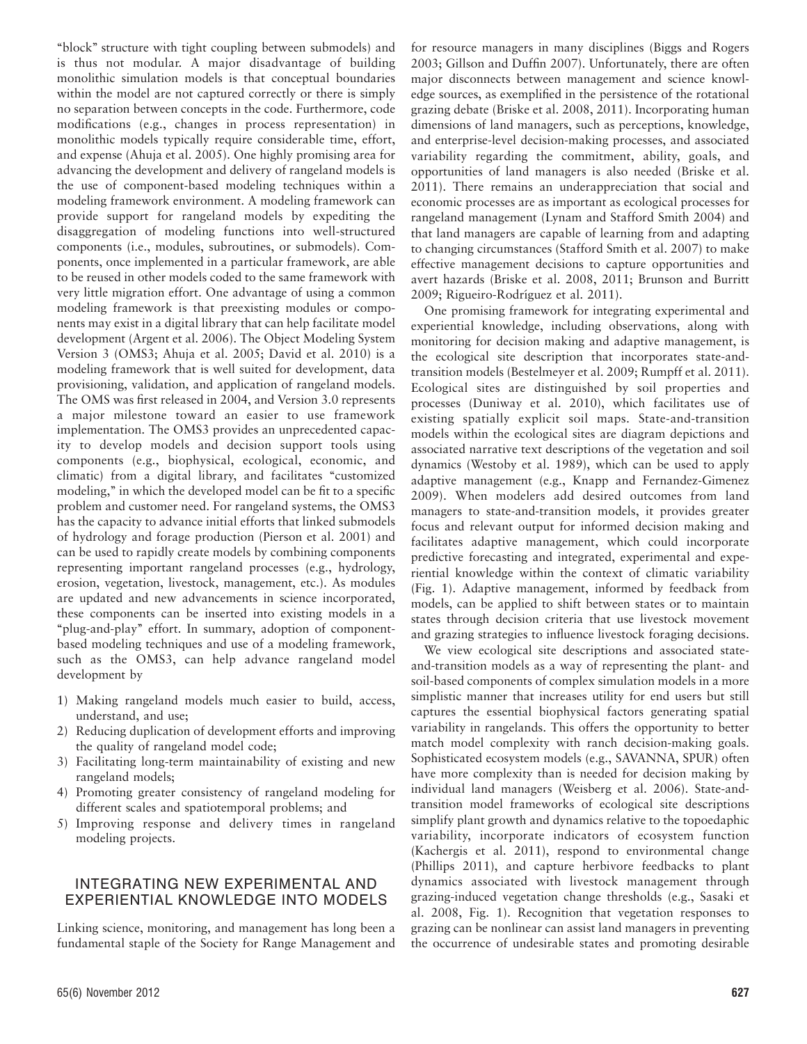"block" structure with tight coupling between submodels) and is thus not modular. A major disadvantage of building monolithic simulation models is that conceptual boundaries within the model are not captured correctly or there is simply no separation between concepts in the code. Furthermore, code modifications (e.g., changes in process representation) in monolithic models typically require considerable time, effort, and expense (Ahuja et al. 2005). One highly promising area for advancing the development and delivery of rangeland models is the use of component-based modeling techniques within a modeling framework environment. A modeling framework can provide support for rangeland models by expediting the disaggregation of modeling functions into well-structured components (i.e., modules, subroutines, or submodels). Components, once implemented in a particular framework, are able to be reused in other models coded to the same framework with very little migration effort. One advantage of using a common modeling framework is that preexisting modules or components may exist in a digital library that can help facilitate model development (Argent et al. 2006). The Object Modeling System Version 3 (OMS3; Ahuja et al. 2005; David et al. 2010) is a modeling framework that is well suited for development, data provisioning, validation, and application of rangeland models. The OMS was first released in 2004, and Version 3.0 represents a major milestone toward an easier to use framework implementation. The OMS3 provides an unprecedented capacity to develop models and decision support tools using components (e.g., biophysical, ecological, economic, and climatic) from a digital library, and facilitates "customized modeling," in which the developed model can be fit to a specific problem and customer need. For rangeland systems, the OMS3 has the capacity to advance initial efforts that linked submodels of hydrology and forage production (Pierson et al. 2001) and can be used to rapidly create models by combining components representing important rangeland processes (e.g., hydrology, erosion, vegetation, livestock, management, etc.). As modules are updated and new advancements in science incorporated, these components can be inserted into existing models in a "plug-and-play" effort. In summary, adoption of component-based modeling techniques and use of a modeling framework, such as the OMS3, can help advance rangeland model development by

1) Making rangeland models much easier to build, access, understand, and use;
2) Reducing duplication of development efforts and improving the quality of rangeland model code;
3) Facilitating long-term maintainability of existing and new rangeland models;
4) Promoting greater consistency of rangeland modeling for different scales and spatiotemporal problems; and
5) Improving response and delivery times in rangeland modeling projects.

## INTEGRATING NEW EXPERIMENTAL AND EXPERIENTIAL KNOWLEDGE INTO MODELS

Linking science, monitoring, and management has long been a fundamental staple of the Society for Range Management and for resource managers in many disciplines (Biggs and Rogers 2003; Gillson and Duffin 2007). Unfortunately, there are often major disconnects between management and science knowledge sources, as exemplified in the persistence of the rotational grazing debate (Briske et al. 2008, 2011). Incorporating human dimensions of land managers, such as perceptions, knowledge, and enterprise-level decision-making processes, and associated variability regarding the commitment, ability, goals, and opportunities of land managers is also needed (Briske et al. 2011). There remains an underappreciation that social and economic processes are as important as ecological processes for rangeland management (Lynam and Stafford Smith 2004) and that land managers are capable of learning from and adapting to changing circumstances (Stafford Smith et al. 2007) to make effective management decisions to capture opportunities and avert hazards (Briske et al. 2008, 2011; Brunson and Burritt 2009; Rigueiro-Rodríguez et al. 2011).

One promising framework for integrating experimental and experiential knowledge, including observations, along with monitoring for decision making and adaptive management, is the ecological site description that incorporates state-and-transition models (Bestelmeyer et al. 2009; Rumpff et al. 2011). Ecological sites are distinguished by soil properties and processes (Duniway et al. 2010), which facilitates use of existing spatially explicit soil maps. State-and-transition models within the ecological sites are diagram depictions and associated narrative text descriptions of the vegetation and soil dynamics (Westoby et al. 1989), which can be used to apply adaptive management (e.g., Knapp and Fernandez-Gimenez 2009). When modelers add desired outcomes from land managers to state-and-transition models, it provides greater focus and relevant output for informed decision making and facilitates adaptive management, which could incorporate predictive forecasting and integrated, experimental and experiential knowledge within the context of climatic variability (Fig. 1). Adaptive management, informed by feedback from models, can be applied to shift between states or to maintain states through decision criteria that use livestock movement and grazing strategies to influence livestock foraging decisions.

We view ecological site descriptions and associated state-and-transition models as a way of representing the plant- and soil-based components of complex simulation models in a more simplistic manner that increases utility for end users but still captures the essential biophysical factors generating spatial variability in rangelands. This offers the opportunity to better match model complexity with ranch decision-making goals. Sophisticated ecosystem models (e.g., SAVANNA, SPUR) often have more complexity than is needed for decision making by individual land managers (Weisberg et al. 2006). State-and-transition model frameworks of ecological site descriptions simplify plant growth and dynamics relative to the topoedaphic variability, incorporate indicators of ecosystem function (Kachergis et al. 2011), respond to environmental change (Phillips 2011), and capture herbivore feedbacks to plant dynamics associated with livestock management through grazing-induced vegetation change thresholds (e.g., Sasaki et al. 2008, Fig. 1). Recognition that vegetation responses to grazing can be nonlinear can assist land managers in preventing the occurrence of undesirable states and promoting desirable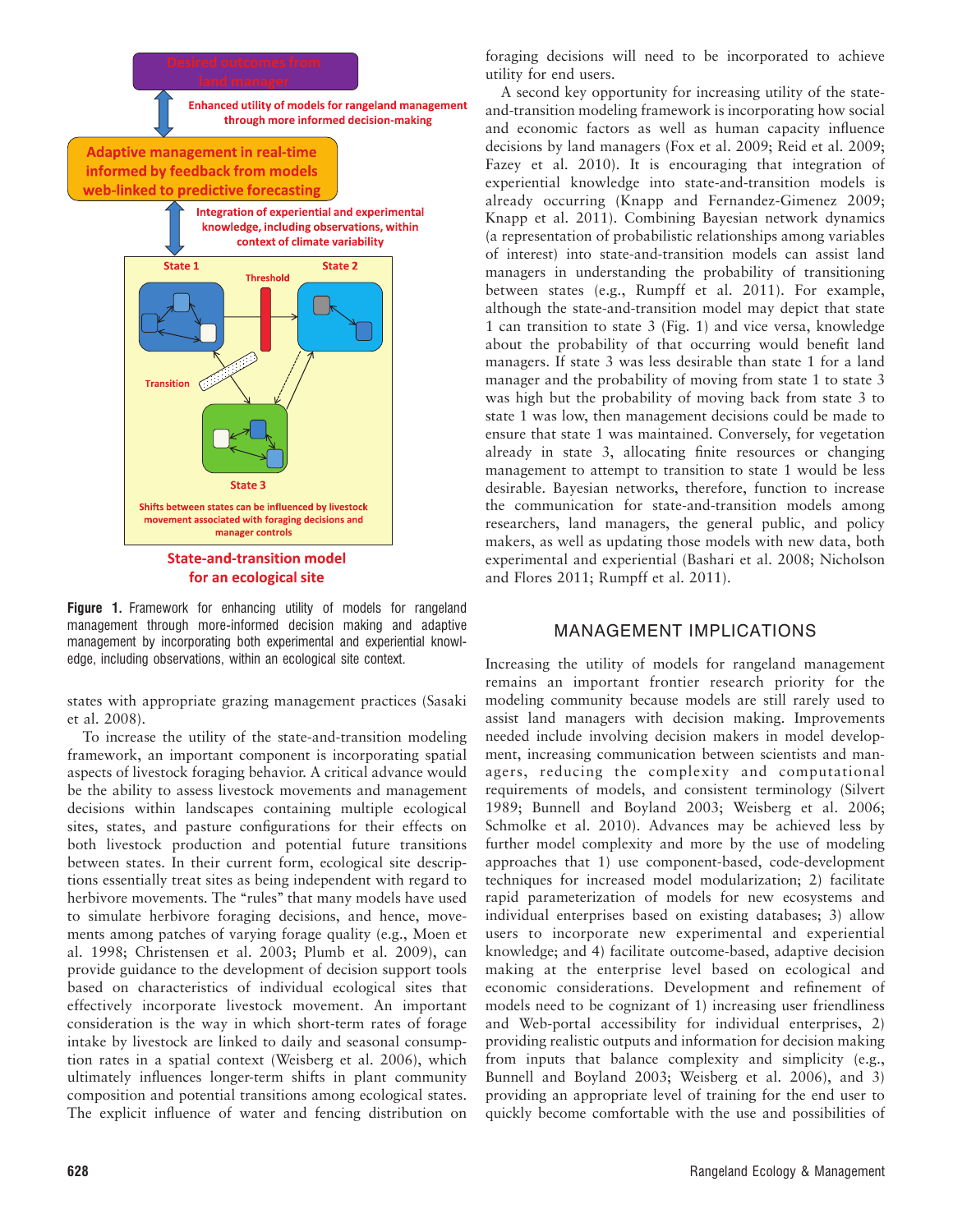Desired outcomes from land manager

Enhanced utility of models for rangeland management through more informed decision-making

Adaptive management in real-time informed by feedback from models web-linked to predictive forecasting

Integration of experiential and experimental knowledge, including observations, within context of climate variability

State 1

Threshold

State 2

Transition

State 3

Shifts between states can be influenced by livestock movement associated with foraging decisions and manager controls

State-and-transition model for an ecological site

**Figure 1.** Framework for enhancing utility of models for rangeland management through more-informed decision making and adaptive management by incorporating both experimental and experiential knowledge, including observations, within an ecological site context.

states with appropriate grazing management practices (Sasaki et al. 2008).

To increase the utility of the state-and-transition modeling framework, an important component is incorporating spatial aspects of livestock foraging behavior. A critical advance would be the ability to assess livestock movements and management decisions within landscapes containing multiple ecological sites, states, and pasture configurations for their effects on both livestock production and potential future transitions between states. In their current form, ecological site descriptions essentially treat sites as being independent with regard to herbivore movements. The "rules" that many models have used to simulate herbivore foraging decisions, and hence, movements among patches of varying forage quality (e.g., Moen et al. 1998; Christensen et al. 2003; Plumb et al. 2009), can provide guidance to the development of decision support tools based on characteristics of individual ecological sites that effectively incorporate livestock movement. An important consideration is the way in which short-term rates of forage intake by livestock are linked to daily and seasonal consumption rates in a spatial context (Weisberg et al. 2006), which ultimately influences longer-term shifts in plant community composition and potential transitions among ecological states. The explicit influence of water and fencing distribution on foraging decisions will need to be incorporated to achieve utility for end users.

A second key opportunity for increasing utility of the state-and-transition modeling framework is incorporating how social and economic factors as well as human capacity influence decisions by land managers (Fox et al. 2009; Reid et al. 2009; Fazey et al. 2010). It is encouraging that integration of experiential knowledge into state-and-transition models is already occurring (Knapp and Fernandez-Gimenez 2009; Knapp et al. 2011). Combining Bayesian network dynamics (a representation of probabilistic relationships among variables of interest) into state-and-transition models can assist land managers in understanding the probability of transitioning between states (e.g., Rumpff et al. 2011). For example, although the state-and-transition model may depict that state 1 can transition to state 3 (Fig. 1) and vice versa, knowledge about the probability of that occurring would benefit land managers. If state 3 was less desirable than state 1 for a land manager and the probability of moving from state 1 to state 3 was high but the probability of moving back from state 3 to state 1 was low, then management decisions could be made to ensure that state 1 was maintained. Conversely, for vegetation already in state 3, allocating finite resources or changing management to attempt to transition to state 1 would be less desirable. Bayesian networks, therefore, function to increase the communication for state-and-transition models among researchers, land managers, the general public, and policy makers, as well as updating those models with new data, both experimental and experiential (Bashari et al. 2008; Nicholson and Flores 2011; Rumpff et al. 2011).

## MANAGEMENT IMPLICATIONS

Increasing the utility of models for rangeland management remains an important frontier research priority for the modeling community because models are still rarely used to assist land managers with decision making. Improvements needed include involving decision makers in model development, increasing communication between scientists and managers, reducing the complexity and computational requirements of models, and consistent terminology (Silvert 1989; Bunnell and Boyland 2003; Weisberg et al. 2006; Schmolke et al. 2010). Advances may be achieved less by further model complexity and more by the use of modeling approaches that 1) use component-based, code-development techniques for increased model modularization; 2) facilitate rapid parameterization of models for new ecosystems and individual enterprises based on existing databases; 3) allow users to incorporate new experimental and experiential knowledge; and 4) facilitate outcome-based, adaptive decision making at the enterprise level based on ecological and economic considerations. Development and refinement of models need to be cognizant of 1) increasing user friendliness and Web-portal accessibility for individual enterprises, 2) providing realistic outputs and information for decision making from inputs that balance complexity and simplicity (e.g., Bunnell and Boyland 2003; Weisberg et al. 2006), and 3) providing an appropriate level of training for the end user to quickly become comfortable with the use and possibilities of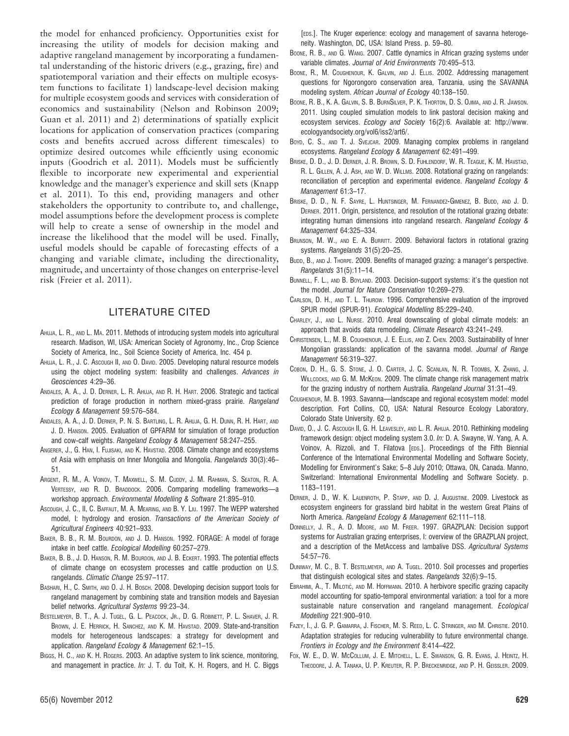the model for enhanced proficiency. Opportunities exist for increasing the utility of models for decision making and adaptive rangeland management by incorporating a fundamental understanding of the historic drivers (e.g., grazing, fire) and spatiotemporal variation and their effects on multiple ecosystem functions to facilitate 1) landscape-level decision making for multiple ecosystem goods and services with consideration of economics and sustainability (Nelson and Robinson 2009; Guan et al. 2011) and 2) determinations of spatially explicit locations for application of conservation practices (comparing costs and benefits accrued across different timescales) to optimize desired outcomes while efficiently using economic inputs (Goodrich et al. 2011). Models must be sufficiently flexible to incorporate new experimental and experiential knowledge and the manager's experience and skill sets (Knapp et al. 2011). To this end, providing managers and other stakeholders the opportunity to contribute to, and challenge, model assumptions before the development process is complete will help to create a sense of ownership in the model and increase the likelihood that the model will be used. Finally, useful models should be capable of forecasting effects of a changing and variable climate, including the directionality, magnitude, and uncertainty of those changes on enterprise-level risk (Freier et al. 2011).

## LITERATURE CITED

Ahuja, L. R., and L. Ma. 2011. Methods of introducing system models into agricultural research. Madison, WI, USA: American Society of Agronomy, Inc., Crop Science Society of America, Inc., Soil Science Society of America, Inc. 454 p.

Ahuja, L. R., J. C. Ascough II, and O. David. 2005. Developing natural resource models using the object modeling system: feasibility and challenges. *Advances in Geosciences* 4:29–36.

Andales, A. A., J. D. Derner, L. R. Ahuja, and R. H. Hart. 2006. Strategic and tactical prediction of forage production in northern mixed-grass prairie. *Rangeland Ecology & Management* 59:576–584.

Andales, A. A., J. D. Derner, P. N. S. Bartling, L. R. Ahuja, G. H. Dunn, R. H. Hart, and J. D. Hanson. 2005. Evaluation of GPFARM for simulation of forage production and cow-calf weights. *Rangeland Ecology & Management* 58:247–255.

Angerer, J., G. Han, I. Fujisaki, and K. Havstad. 2008. Climate change and ecosystems of Asia with emphasis on Inner Mongolia and Mongolia. *Rangelands* 30(3):46–51.

Argent, R. M., A. Voinov, T. Maxwell, S. M. Cuddy, J. M. Rahman, S. Seaton, R. A. Vertessy, and R. D. Braddock. 2006. Comparing modelling frameworks—a workshop approach. *Environmental Modelling & Software* 21:895–910.

Ascough, J. C., II, C. Baffaut, M. A. Mearing, and B. Y. Liu. 1997. The WEPP watershed model, I: hydrology and erosion. *Transactions of the American Society of Agricultural Engineers* 40:921–933.

Baker, B. B., R. M. Bourdon, and J. D. Hanson. 1992. FORAGE: A model of forage intake in beef cattle. *Ecological Modelling* 60:257–279.

Baker, B. B., J. D. Hanson, R. M. Bourdon, and J. B. Eckert. 1993. The potential effects of climate change on ecosystem processes and cattle production on U.S. rangelands. *Climatic Change* 25:97–117.

Bashari, H., C. Smith, and O. J. H. Bosch. 2008. Developing decision support tools for rangeland management by combining state and transition models and Bayesian belief networks. *Agricultural Systems* 99:23–34.

Bestelmeyer, B. T., A. J. Tugel, G. L. Peacock, Jr., D. G. Robinett, P. L. Shaver, J. R. Brown, J. E. Herrick, H. Sanchez, and K. M. Havstad. 2009. State-and-transition models for heterogeneous landscapes: a strategy for development and application. *Rangeland Ecology & Management* 62:1–15.

Biggs, H. C., and K. H. Rogers. 2003. An adaptive system to link science, monitoring, and management in practice. *In:* J. T. du Toit, K. H. Rogers, and H. C. Biggs [eds.]. The Kruger experience: ecology and management of savanna heterogeneity. Washington, DC, USA: Island Press. p. 59–80.

Boone, R. B., and G. Wang. 2007. Cattle dynamics in African grazing systems under variable climates. *Journal of Arid Environments* 70:495–513.

Boone, R., M. Coughenour, K. Galvin, and J. Ellis. 2002. Addressing management questions for Ngorongoro conservation area, Tanzania, using the SAVANNA modeling system. *African Journal of Ecology* 40:138–150.

Boone, R. B., K. A. Galvin, S. B. BurnSilver, P. K. Thorton, D. S. Ojima, and J. R. Jawson. 2011. Using coupled simulation models to link pastoral decision making and ecosystem services. *Ecology and Society* 16(2):6. Available at: http://www.ecologyandsociety.org/vol6/iss2/art6/.

Boyd, C. S., and T. J. Svejcar. 2009. Managing complex problems in rangeland ecosystems. *Rangeland Ecology & Management* 62:491–499.

Briske, D. D., J. D. Derner, J. R. Brown, S. D. Fuhlendorf, W. R. Teague, K. M. Havstad, R. L. Gillen, A. J. Ash, and W. D. Willms. 2008. Rotational grazing on rangelands: reconciliation of perception and experimental evidence. *Rangeland Ecology & Management* 61:3–17.

Briske, D. D., N. F. Sayre, L. Huntsinger, M. Fernandez-Gimenez, B. Budd, and J. D. Derner. 2011. Origin, persistence, and resolution of the rotational grazing debate: integrating human dimensions into rangeland research. *Rangeland Ecology & Management* 64:325–334.

Brunson, M. W., and E. A. Burritt. 2009. Behavioral factors in rotational grazing systems. *Rangelands* 31(5):20–25.

Budd, B., and J. Thorpe. 2009. Benefits of managed grazing: a manager's perspective. *Rangelands* 31(5):11–14.

Bunnell, F. L., and B. Boyland. 2003. Decision-support systems: it's the question not the model. *Journal for Nature Conservation* 10:269–279.

Carlson, D. H., and T. L. Thurow. 1996. Comprehensive evaluation of the improved SPUR model (SPUR-91). *Ecological Modelling* 85:229–240.

Charley, J., and L. Nurse. 2010. Areal downscaling of global climate models: an approach that avoids data remodeling. *Climate Research* 43:241–249.

Christensen, L., M. B. Coughenour, J. E. Ellis, and Z. Chen. 2003. Sustainability of Inner Mongolian grasslands: application of the savanna model. *Journal of Range Management* 56:319–327.

Cobon, D. H., G. S. Stone, J. O. Carter, J. C. Scanlan, N. R. Toombs, X. Zhang, J. Willcocks, and G. M. McKeon. 2009. The climate change risk management matrix for the grazing industry of northern Australia. *Rangeland Journal* 31:31–49.

Coughenour, M. B. 1993. Savanna—landscape and regional ecosystem model: model description. Fort Collins, CO, USA: Natural Resource Ecology Laboratory, Colorado State University. 62 p.

David, O., J. C. Ascough II, G. H. Leavesley, and L. R. Ahuja. 2010. Rethinking modeling framework design: object modeling system 3.0. *In:* D. A. Swayne, W. Yang, A. A. Voinov, A. Rizzoli, and T. Filatova [eds.]. Proceedings of the Fifth Biennial Conference of the International Environmental Modelling and Software Society, Modelling for Environment's Sake; 5–8 July 2010; Ottawa, ON, Canada. Manno, Switzerland: International Environmental Modelling and Software Society. p. 1183–1191.

Derner, J. D., W. K. Lauenroth, P. Stapp, and D. J. Augustine. 2009. Livestock as ecosystem engineers for grassland bird habitat in the western Great Plains of North America. *Rangeland Ecology & Management* 62:111–118.

Donnelly, J. R., A. D. Moore, and M. Freer. 1997. GRAZPLAN: Decision support systems for Australian grazing enterprises, I: overview of the GRAZPLAN project, and a description of the MetAccess and lambalive DSS. *Agricultural Systems* 54:57–76.

Duniway, M. C., B. T. Bestelmeyer, and A. Tugel. 2010. Soil processes and properties that distinguish ecological sites and states. *Rangelands* 32(6):9–15.

Ebrahimi, A., T. Milotić, and M. Hoffmann. 2010. A herbivore specific grazing capacity model accounting for spatio-temporal environmental variation: a tool for a more sustainable nature conservation and rangeland management. *Ecological Modelling* 221:900–910.

Fazey, I., J. G. P. Gamarra, J. Fischer, M. S. Reed, L. C. Stringer, and M. Christie. 2010. Adaptation strategies for reducing vulnerability to future environmental change. *Frontiers in Ecology and the Environment* 8:414–422.

Fox, W. E., D. W. McCollum, J. E. Mitchell, L. E. Swanson, G. R. Evans, J. Heintz, H. Theodore, J. A. Tanaka, U. P. Kreuter, R. P. Breckenridge, and P. H. Geissler. 2009.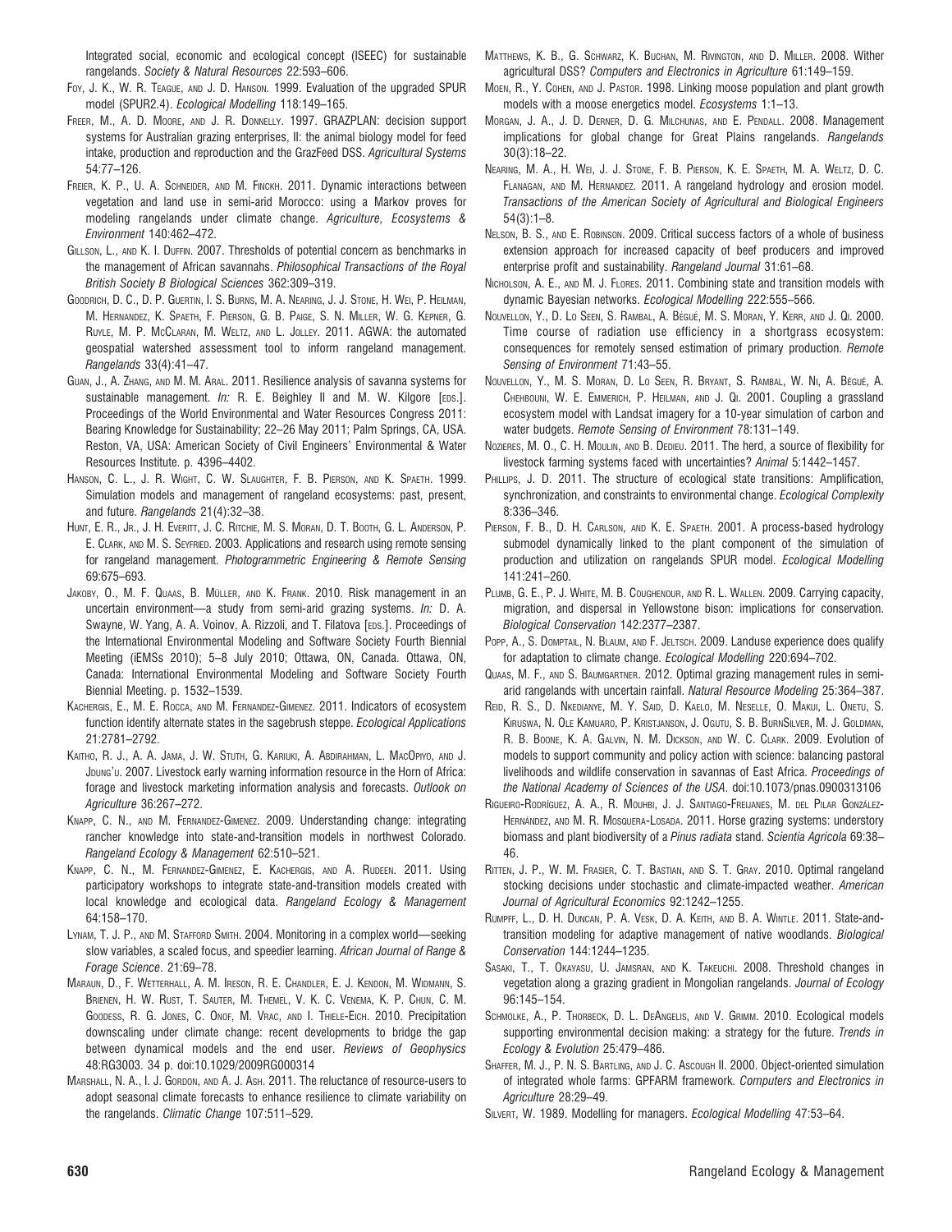Integrated social, economic and ecological concept (ISEEC) for sustainable rangelands. *Society & Natural Resources* 22:593–606.

Foy, J. K., W. R. Teague, and J. D. Hanson. 1999. Evaluation of the upgraded SPUR model (SPUR2.4). *Ecological Modelling* 118:149–165.

Freer, M., A. D. Moore, and J. R. Donnelly. 1997. GRAZPLAN: decision support systems for Australian grazing enterprises, II: the animal biology model for feed intake, production and reproduction and the GrazFeed DSS. *Agricultural Systems* 54:77–126.

Freier, K. P., U. A. Schneider, and M. Finckh. 2011. Dynamic interactions between vegetation and land use in semi-arid Morocco: using a Markov proves for modeling rangelands under climate change. *Agriculture, Ecosystems & Environment* 140:462–472.

Gillson, L., and K. I. Duffin. 2007. Thresholds of potential concern as benchmarks in the management of African savannahs. *Philosophical Transactions of the Royal British Society B Biological Sciences* 362:309–319.

Goodrich, D. C., D. P. Guertin, I. S. Burns, M. A. Nearing, J. J. Stone, H. Wei, P. Heilman, M. Hernandez, K. Spaeth, F. Pierson, G. B. Paige, S. N. Miller, W. G. Kepner, G. Ruyle, M. P. McClaran, M. Weltz, and L. Jolley. 2011. AGWA: the automated geospatial watershed assessment tool to inform rangeland management. *Rangelands* 33(4):41–47.

Guan, J., A. Zhang, and M. M. Aral. 2011. Resilience analysis of savanna systems for sustainable management. *In:* R. E. Beighley II and M. W. Kilgore [eds.]. Proceedings of the World Environmental and Water Resources Congress 2011: Bearing Knowledge for Sustainability; 22–26 May 2011; Palm Springs, CA, USA. Reston, VA, USA: American Society of Civil Engineers' Environmental & Water Resources Institute. p. 4396–4402.

Hanson, C. L., J. R. Wight, C. W. Slaughter, F. B. Pierson, and K. Spaeth. 1999. Simulation models and management of rangeland ecosystems: past, present, and future. *Rangelands* 21(4):32–38.

Hunt, E. R., Jr., J. H. Everitt, J. C. Ritchie, M. S. Moran, D. T. Booth, G. L. Anderson, P. E. Clark, and M. S. Seyfried. 2003. Applications and research using remote sensing for rangeland management. *Photogrammetric Engineering & Remote Sensing* 69:675–693.

Jakoby, O., M. F. Quaas, B. Müller, and K. Frank. 2010. Risk management in an uncertain environment—a study from semi-arid grazing systems. *In:* D. A. Swayne, W. Yang, A. A. Voinov, A. Rizzoli, and T. Filatova [eds.]. Proceedings of the International Environmental Modeling and Software Society Fourth Biennial Meeting (iEMSs 2010); 5–8 July 2010; Ottawa, ON, Canada. Ottawa, ON, Canada: International Environmental Modeling and Software Society Fourth Biennial Meeting. p. 1532–1539.

Kachergis, E., M. E. Rocca, and M. Fernandez-Gimenez. 2011. Indicators of ecosystem function identify alternate states in the sagebrush steppe. *Ecological Applications* 21:2781–2792.

Kaitho, R. J., A. A. Jama, J. W. Stuth, G. Kariuki, A. Abdirahman, L. MacOpiyo, and J. Joung'u. 2007. Livestock early warning information resource in the Horn of Africa: forage and livestock marketing information analysis and forecasts. *Outlook on Agriculture* 36:267–272.

Knapp, C. N., and M. Fernandez-Gimenez. 2009. Understanding change: integrating rancher knowledge into state-and-transition models in northwest Colorado. *Rangeland Ecology & Management* 62:510–521.

Knapp, C. N., M. Fernandez-Gimenez, E. Kachergis, and A. Rudeen. 2011. Using participatory workshops to integrate state-and-transition models created with local knowledge and ecological data. *Rangeland Ecology & Management* 64:158–170.

Lynam, T. J. P., and M. Stafford Smith. 2004. Monitoring in a complex world—seeking slow variables, a scaled focus, and speedier learning. *African Journal of Range & Forage Science*. 21:69–78.

Maraun, D., F. Wetterhall, A. M. Ireson, R. E. Chandler, E. J. Kendon, M. Widmann, S. Brienen, H. W. Rust, T. Sauter, M. Themel, V. K. C. Venema, K. P. Chun, C. M. Goodess, R. G. Jones, C. Onof, M. Vrac, and I. Thiele-Eich. 2010. Precipitation downscaling under climate change: recent developments to bridge the gap between dynamical models and the end user. *Reviews of Geophysics* 48:RG3003. 34 p. doi:10.1029/2009RG000314

Marshall, N. A., I. J. Gordon, and A. J. Ash. 2011. The reluctance of resource-users to adopt seasonal climate forecasts to enhance resilience to climate variability on the rangelands. *Climatic Change* 107:511–529.

Matthews, K. B., G. Schwarz, K. Buchan, M. Rivington, and D. Miller. 2008. Wither agricultural DSS? *Computers and Electronics in Agriculture* 61:149–159.

Moen, R., Y. Cohen, and J. Pastor. 1998. Linking moose population and plant growth models with a moose energetics model. *Ecosystems* 1:1–13.

Morgan, J. A., J. D. Derner, D. G. Milchunas, and E. Pendall. 2008. Management implications for global change for Great Plains rangelands. *Rangelands* 30(3):18–22.

Nearing, M. A., H. Wei, J. J. Stone, F. B. Pierson, K. E. Spaeth, M. A. Weltz, D. C. Flanagan, and M. Hernandez. 2011. A rangeland hydrology and erosion model. *Transactions of the American Society of Agricultural and Biological Engineers* 54(3):1–8.

Nelson, B. S., and E. Robinson. 2009. Critical success factors of a whole of business extension approach for increased capacity of beef producers and improved enterprise profit and sustainability. *Rangeland Journal* 31:61–68.

Nicholson, A. E., and M. J. Flores. 2011. Combining state and transition models with dynamic Bayesian networks. *Ecological Modelling* 222:555–566.

Nouvellon, Y., D. Lo Seen, S. Rambal, A. Bégué, M. S. Moran, Y. Kerr, and J. Qi. 2000. Time course of radiation use efficiency in a shortgrass ecosystem: consequences for remotely sensed estimation of primary production. *Remote Sensing of Environment* 71:43–55.

Nouvellon, Y., M. S. Moran, D. Lo Seen, R. Bryant, S. Rambal, W. Ni, A. Bégué, A. Chehbouni, W. E. Emmerich, P. Heilman, and J. Qi. 2001. Coupling a grassland ecosystem model with Landsat imagery for a 10-year simulation of carbon and water budgets. *Remote Sensing of Environment* 78:131–149.

Nozieres, M. O., C. H. Moulin, and B. Dedieu. 2011. The herd, a source of flexibility for livestock farming systems faced with uncertainties? *Animal* 5:1442–1457.

Phillips, J. D. 2011. The structure of ecological state transitions: Amplification, synchronization, and constraints to environmental change. *Ecological Complexity* 8:336–346.

Pierson, F. B., D. H. Carlson, and K. E. Spaeth. 2001. A process-based hydrology submodel dynamically linked to the plant component of the simulation of production and utilization on rangelands SPUR model. *Ecological Modelling* 141:241–260.

Plumb, G. E., P. J. White, M. B. Coughenour, and R. L. Wallen. 2009. Carrying capacity, migration, and dispersal in Yellowstone bison: implications for conservation. *Biological Conservation* 142:2377–2387.

Popp, A., S. Domptail, N. Blaum, and F. Jeltsch. 2009. Landuse experience does qualify for adaptation to climate change. *Ecological Modelling* 220:694–702.

Quaas, M. F., and S. Baumgartner. 2012. Optimal grazing management rules in semi-arid rangelands with uncertain rainfall. *Natural Resource Modeling* 25:364–387.

Reid, R. S., D. Nkedianye, M. Y. Said, D. Kaelo, M. Neselle, O. Makui, L. Onetu, S. Kiruswa, N. Ole Kamuaro, P. Kristjanson, J. Ogutu, S. B. BurnSilver, M. J. Goldman, R. B. Boone, K. A. Galvin, N. M. Dickson, and W. C. Clark. 2009. Evolution of models to support community and policy action with science: balancing pastoral livelihoods and wildlife conservation in savannas of East Africa. *Proceedings of the National Academy of Sciences of the USA*. doi:10.1073/pnas.0900313106

Rigueiro-Rodríguez, A. A., R. Mouhbi, J. J. Santiago-Freijanes, M. del Pilar González-Hernández, and M. R. Mosquera-Losada. 2011. Horse grazing systems: understory biomass and plant biodiversity of a *Pinus radiata* stand. *Scientia Agricola* 69:38–46.

Ritten, J. P., W. M. Frasier, C. T. Bastian, and S. T. Gray. 2010. Optimal rangeland stocking decisions under stochastic and climate-impacted weather. *American Journal of Agricultural Economics* 92:1242–1255.

Rumpff, L., D. H. Duncan, P. A. Vesk, D. A. Keith, and B. A. Wintle. 2011. State-and-transition modeling for adaptive management of native woodlands. *Biological Conservation* 144:1244–1235.

Sasaki, T., T. Okayasu, U. Jamsran, and K. Takeuchi. 2008. Threshold changes in vegetation along a grazing gradient in Mongolian rangelands. *Journal of Ecology* 96:145–154.

Schmolke, A., P. Thorbeck, D. L. DeAngelis, and V. Grimm. 2010. Ecological models supporting environmental decision making: a strategy for the future. *Trends in Ecology & Evolution* 25:479–486.

Shaffer, M. J., P. N. S. Bartling, and J. C. Ascough II. 2000. Object-oriented simulation of integrated whole farms: GPFARM framework. *Computers and Electronics in Agriculture* 28:29–49.

Silvert, W. 1989. Modelling for managers. *Ecological Modelling* 47:53–64.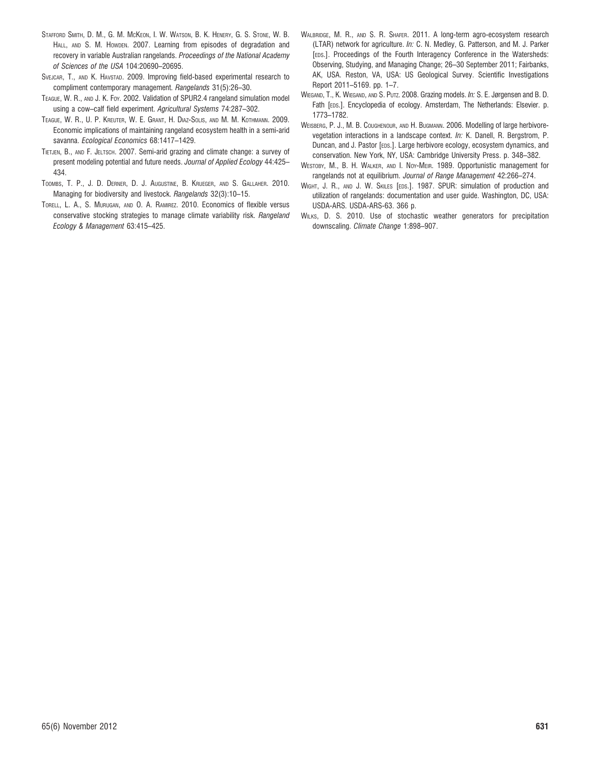Stafford Smith, D. M., G. M. McKeon, I. W. Watson, B. K. Henery, G. S. Stone, W. B. Hall, and S. M. Howden. 2007. Learning from episodes of degradation and recovery in variable Australian rangelands. *Proceedings of the National Academy of Sciences of the USA* 104:20690–20695.

Svejcar, T., and K. Havstad. 2009. Improving field-based experimental research to compliment contemporary management. *Rangelands* 31(5):26–30.

Teague, W. R., and J. K. Foy. 2002. Validation of SPUR2.4 rangeland simulation model using a cow–calf field experiment. *Agricultural Systems* 74:287–302.

Teague, W. R., U. P. Kreuter, W. E. Grant, H. Diaz-Solis, and M. M. Kothmann. 2009. Economic implications of maintaining rangeland ecosystem health in a semi-arid savanna. *Ecological Economics* 68:1417–1429.

Tietjen, B., and F. Jeltsch. 2007. Semi-arid grazing and climate change: a survey of present modeling potential and future needs. *Journal of Applied Ecology* 44:425–434.

Toombs, T. P., J. D. Derner, D. J. Augustine, B. Krueger, and S. Gallaher. 2010. Managing for biodiversity and livestock. *Rangelands* 32(3):10–15.

Torell, L. A., S. Murugan, and O. A. Ramirez. 2010. Economics of flexible versus conservative stocking strategies to manage climate variability risk. *Rangeland Ecology & Management* 63:415–425.

Walbridge, M. R., and S. R. Shafer. 2011. A long-term agro-ecosystem research (LTAR) network for agriculture. *In:* C. N. Medley, G. Patterson, and M. J. Parker [eds.]. Proceedings of the Fourth Interagency Conference in the Watersheds: Observing, Studying, and Managing Change; 26–30 September 2011; Fairbanks, AK, USA. Reston, VA, USA: US Geological Survey. Scientific Investigations Report 2011–5169. pp. 1–7.

Wiegand, T., K. Wiegand, and S. Putz. 2008. Grazing models. *In:* S. E. Jørgensen and B. D. Fath [eds.]. Encyclopedia of ecology. Amsterdam, The Netherlands: Elsevier. p. 1773–1782.

Weisberg, P. J., M. B. Coughenour, and H. Bugmann. 2006. Modelling of large herbivore-vegetation interactions in a landscape context. *In:* K. Danell, R. Bergstrom, P. Duncan, and J. Pastor [eds.]. Large herbivore ecology, ecosystem dynamics, and conservation. New York, NY, USA: Cambridge University Press. p. 348–382.

Westoby, M., B. H. Walker, and I. Noy-Meir. 1989. Opportunistic management for rangelands not at equilibrium. *Journal of Range Management* 42:266–274.

Wight, J. R., and J. W. Skiles [eds.]. 1987. SPUR: simulation of production and utilization of rangelands: documentation and user guide. Washington, DC, USA: USDA-ARS. USDA-ARS-63. 366 p.

Wilks, D. S. 2010. Use of stochastic weather generators for precipitation downscaling. *Climate Change* 1:898–907.